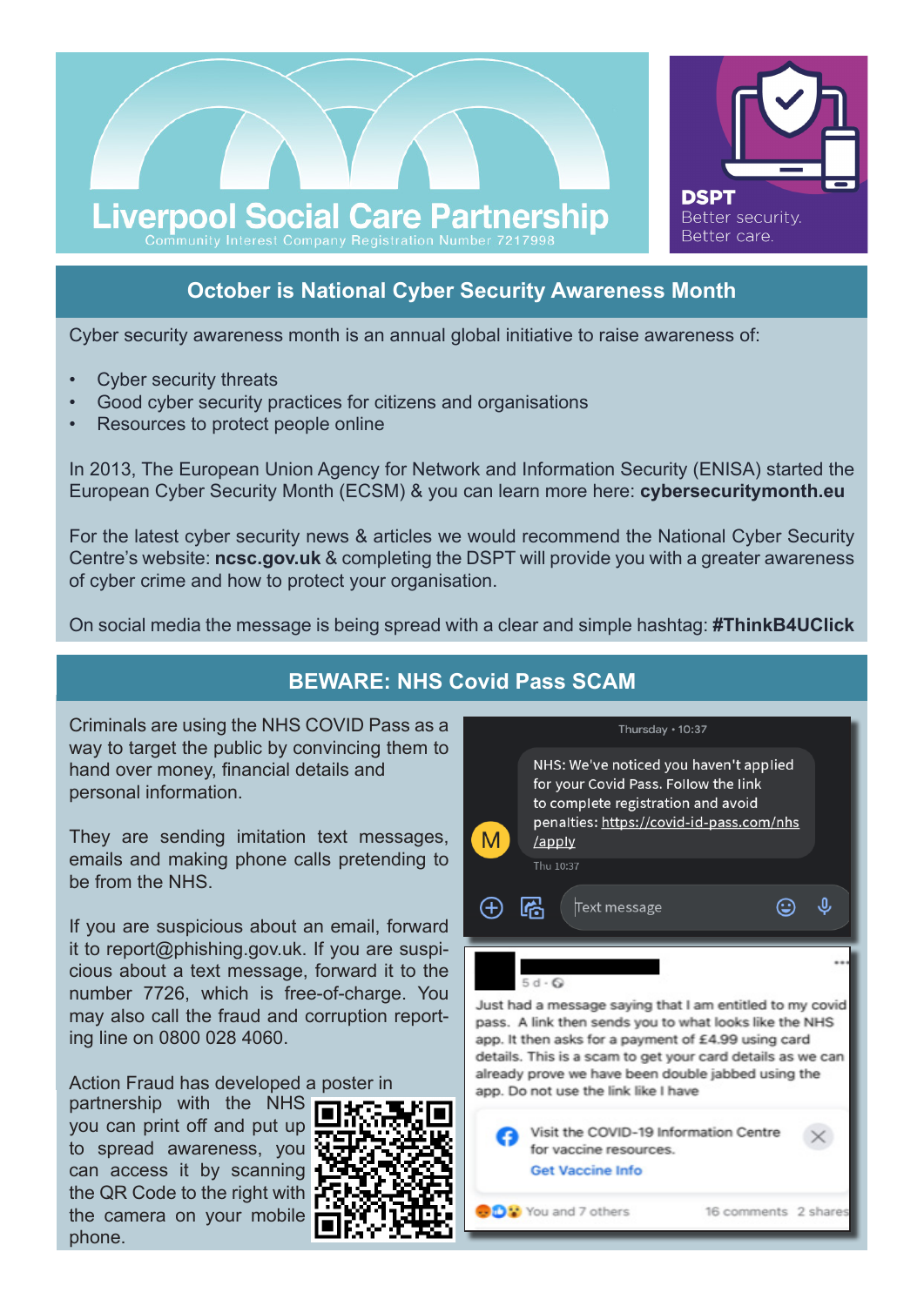# Liverpool Social Care Partnership

Community Interest Company Registration Number 7217998

**DSPT**
Better security.
Better care.

## October is National Cyber Security Awareness Month

Cyber security awareness month is an annual global initiative to raise awareness of:

- Cyber security threats
- Good cyber security practices for citizens and organisations
- Resources to protect people online

In 2013, The European Union Agency for Network and Information Security (ENISA) started the European Cyber Security Month (ECSM) & you can learn more here: **cybersecuritymonth.eu**

For the latest cyber security news & articles we would recommend the National Cyber Security Centre's website: **ncsc.gov.uk** & completing the DSPT will provide you with a greater awareness of cyber crime and how to protect your organisation.

On social media the message is being spread with a clear and simple hashtag: **#ThinkB4UClick**

## BEWARE: NHS Covid Pass SCAM

Criminals are using the NHS COVID Pass as a way to target the public by convincing them to hand over money, financial details and personal information.

They are sending imitation text messages, emails and making phone calls pretending to be from the NHS.

If you are suspicious about an email, forward it to report@phishing.gov.uk. If you are suspicious about a text message, forward it to the number 7726, which is free-of-charge. You may also call the fraud and corruption reporting line on 0800 028 4060.

Action Fraud has developed a poster in partnership with the NHS you can print off and put up to spread awareness, you can access it by scanning the QR Code to the right with the camera on your mobile phone.

Thursday • 10:37

NHS: We've noticed you haven't applied for your Covid Pass. Follow the link to complete registration and avoid penalties: https://covid-id-pass.com/nhs/apply

Thu 10:37

Text message

5 d

Just had a message saying that I am entitled to my covid pass. A link then sends you to what looks like the NHS app. It then asks for a payment of £4.99 using card details. This is a scam to get your card details as we can already prove we have been double jabbed using the app. Do not use the link like I have

Visit the COVID-19 Information Centre for vaccine resources.

Get Vaccine Info

You and 7 others 16 comments 2 shares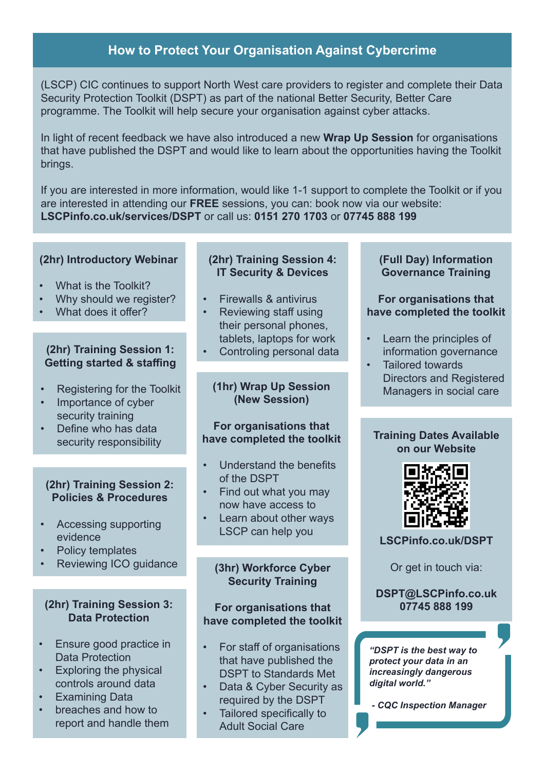## How to Protect Your Organisation Against Cybercrime

(LSCP) CIC continues to support North West care providers to register and complete their Data Security Protection Toolkit (DSPT) as part of the national Better Security, Better Care programme. The Toolkit will help secure your organisation against cyber attacks.

In light of recent feedback we have also introduced a new **Wrap Up Session** for organisations that have published the DSPT and would like to learn about the opportunities having the Toolkit brings.

If you are interested in more information, would like 1-1 support to complete the Toolkit or if you are interested in attending our **FREE** sessions, you can: book now via our website: **LSCPinfo.co.uk/services/DSPT** or call us: **0151 270 1703** or **07745 888 199**

### (2hr) Introductory Webinar

- What is the Toolkit?
- Why should we register?
- What does it offer?

### (2hr) Training Session 1: Getting started & staffing

- Registering for the Toolkit
- Importance of cyber security training
- Define who has data security responsibility

### (2hr) Training Session 2: Policies & Procedures

- Accessing supporting evidence
- Policy templates
- Reviewing ICO guidance

### (2hr) Training Session 3: Data Protection

- Ensure good practice in Data Protection
- Exploring the physical controls around data
- Examining Data
- breaches and how to report and handle them

### (2hr) Training Session 4: IT Security & Devices

- Firewalls & antivirus
- Reviewing staff using their personal phones, tablets, laptops for work
- Controling personal data

### (1hr) Wrap Up Session (New Session)

**For organisations that have completed the toolkit**

- Understand the benefits of the DSPT
- Find out what you may now have access to
- Learn about other ways LSCP can help you

### (3hr) Workforce Cyber Security Training

**For organisations that have completed the toolkit**

- For staff of organisations that have published the DSPT to Standards Met
- Data & Cyber Security as required by the DSPT
- Tailored specifically to Adult Social Care

### (Full Day) Information Governance Training

**For organisations that have completed the toolkit**

- Learn the principles of information governance
- Tailored towards Directors and Registered Managers in social care

### Training Dates Available on our Website

**LSCPinfo.co.uk/DSPT**

Or get in touch via:

**DSPT@LSCPinfo.co.uk**
**07745 888 199**

***"DSPT is the best way to protect your data in an increasingly dangerous digital world."***

***- CQC Inspection Manager***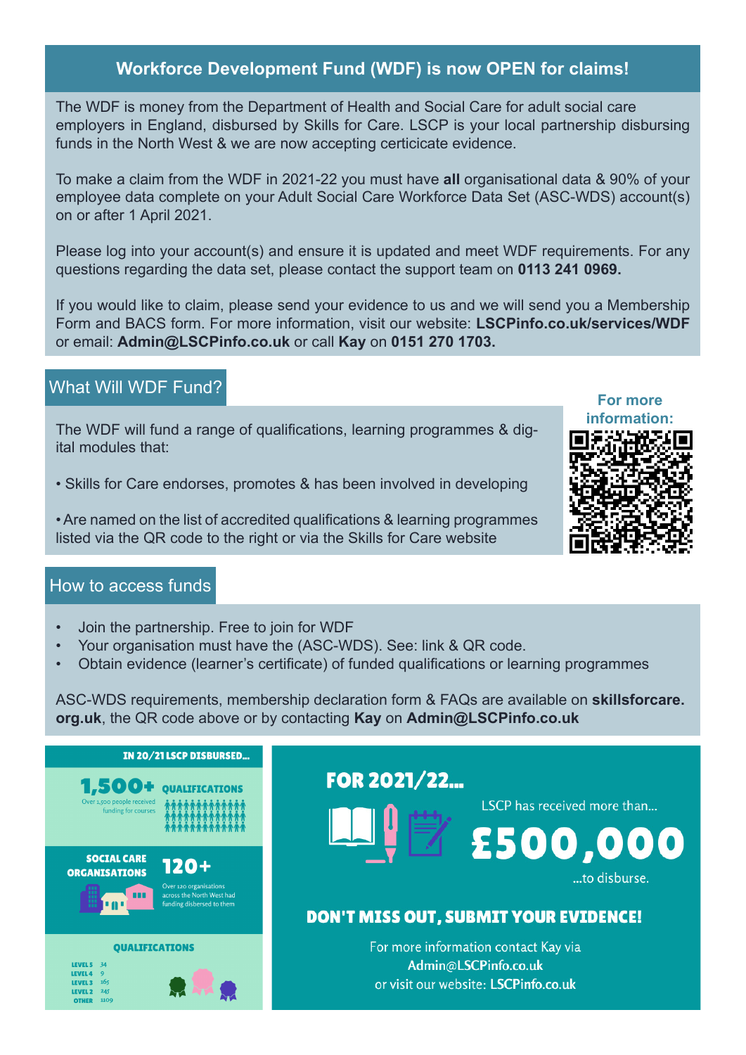## Workforce Development Fund (WDF) is now OPEN for claims!

The WDF is money from the Department of Health and Social Care for adult social care employers in England, disbursed by Skills for Care. LSCP is your local partnership disbursing funds in the North West & we are now accepting certicicate evidence.

To make a claim from the WDF in 2021-22 you must have **all** organisational data & 90% of your employee data complete on your Adult Social Care Workforce Data Set (ASC-WDS) account(s) on or after 1 April 2021.

Please log into your account(s) and ensure it is updated and meet WDF requirements. For any questions regarding the data set, please contact the support team on **0113 241 0969.**

If you would like to claim, please send your evidence to us and we will send you a Membership Form and BACS form. For more information, visit our website: **LSCPinfo.co.uk/services/WDF** or email: **Admin@LSCPinfo.co.uk** or call **Kay** on **0151 270 1703.**

## What Will WDF Fund?

The WDF will fund a range of qualifications, learning programmes & digital modules that:

- Skills for Care endorses, promotes & has been involved in developing
- Are named on the list of accredited qualifications & learning programmes listed via the QR code to the right or via the Skills for Care website

**For more information:**

## How to access funds

- Join the partnership. Free to join for WDF
- Your organisation must have the (ASC-WDS). See: link & QR code.
- Obtain evidence (learner's certificate) of funded qualifications or learning programmes

ASC-WDS requirements, membership declaration form & FAQs are available on **skillsforcare.org.uk**, the QR code above or by contacting **Kay** on **Admin@LSCPinfo.co.uk**

**IN 20/21 LSCP DISBURSED...**

**1,500+ QUALIFICATIONS**

Over 1,500 people received funding for courses

**SOCIAL CARE ORGANISATIONS 120+**

Over 120 organisations across the North West had funding disbersed to them

**QUALIFICATIONS**

| Level | Number |
|---|---|
| LEVEL 5 | 34 |
| LEVEL 4 | 9 |
| LEVEL 3 | 165 |
| LEVEL 2 | 245 |
| OTHER | 1109 |

**FOR 2021/22...**

LSCP has received more than...

**£500,000**

...to disburse.

**DON'T MISS OUT, SUBMIT YOUR EVIDENCE!**

For more information contact Kay via **Admin@LSCPinfo.co.uk**
or visit our website: **LSCPinfo.co.uk**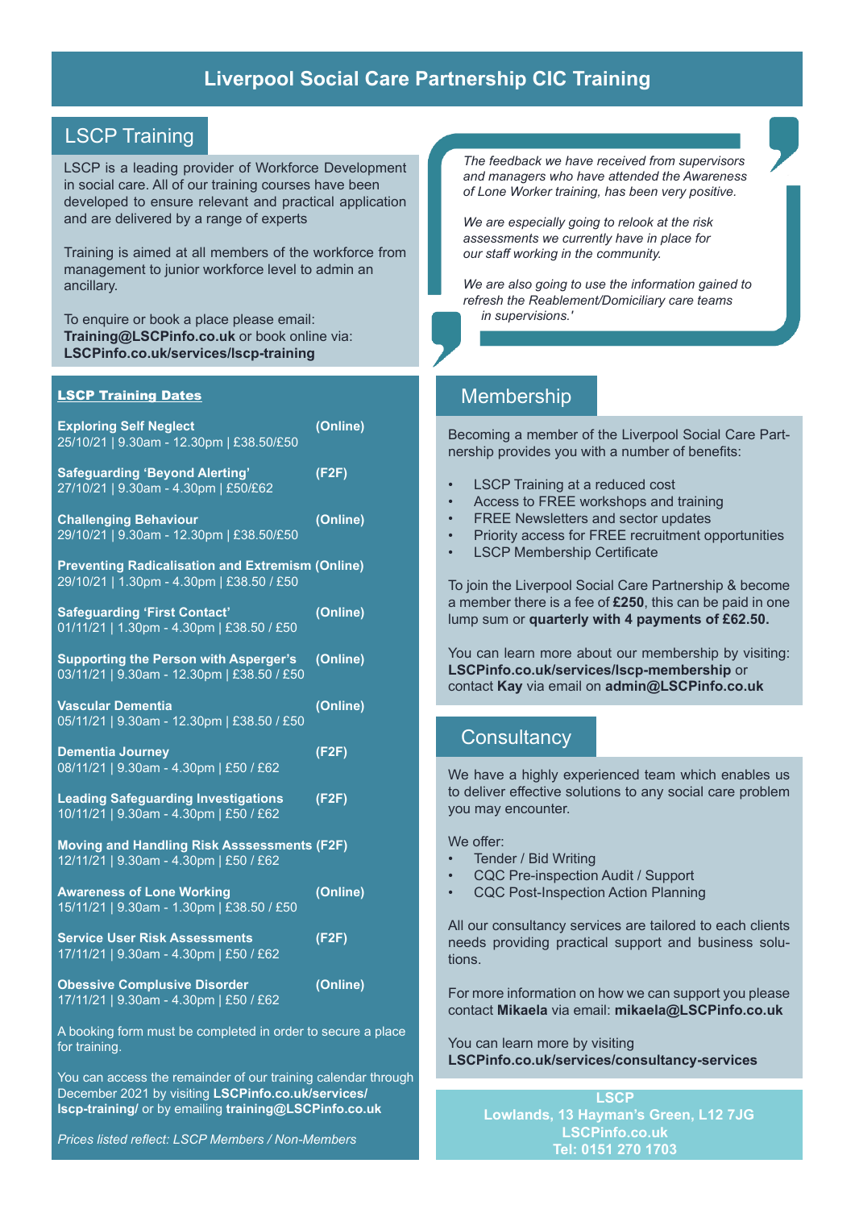# Liverpool Social Care Partnership CIC Training

## LSCP Training

LSCP is a leading provider of Workforce Development in social care. All of our training courses have been developed to ensure relevant and practical application and are delivered by a range of experts

Training is aimed at all members of the workforce from management to junior workforce level to admin an ancillary.

To enquire or book a place please email: **Training@LSCPinfo.co.uk** or book online via: **LSCPinfo.co.uk/services/lscp-training**

### LSCP Training Dates

**Exploring Self Neglect** **(Online)**
25/10/21 | 9.30am - 12.30pm | £38.50/£50

**Safeguarding 'Beyond Alerting'** **(F2F)**
27/10/21 | 9.30am - 4.30pm | £50/£62

**Challenging Behaviour** **(Online)**
29/10/21 | 9.30am - 12.30pm | £38.50/£50

**Preventing Radicalisation and Extremism** **(Online)**
29/10/21 | 1.30pm - 4.30pm | £38.50 / £50

**Safeguarding 'First Contact'** **(Online)**
01/11/21 | 1.30pm - 4.30pm | £38.50 / £50

**Supporting the Person with Asperger's** **(Online)**
03/11/21 | 9.30am - 12.30pm | £38.50 / £50

**Vascular Dementia** **(Online)**
05/11/21 | 9.30am - 12.30pm | £38.50 / £50

**Dementia Journey** **(F2F)**
08/11/21 | 9.30am - 4.30pm | £50 / £62

**Leading Safeguarding Investigations** **(F2F)**
10/11/21 | 9.30am - 4.30pm | £50 / £62

**Moving and Handling Risk Asssessments** **(F2F)**
12/11/21 | 9.30am - 4.30pm | £50 / £62

**Awareness of Lone Working** **(Online)**
15/11/21 | 9.30am - 1.30pm | £38.50 / £50

**Service User Risk Assessments** **(F2F)**
17/11/21 | 9.30am - 4.30pm | £50 / £62

**Obessive Complusive Disorder** **(Online)**
17/11/21 | 9.30am - 4.30pm | £50 / £62

A booking form must be completed in order to secure a place for training.

You can access the remainder of our training calendar through December 2021 by visiting **LSCPinfo.co.uk/services/lscp-training/** or by emailing **training@LSCPinfo.co.uk**

*Prices listed reflect: LSCP Members / Non-Members*

*The feedback we have received from supervisors and managers who have attended the Awareness of Lone Worker training, has been very positive.*

*We are especially going to relook at the risk assessments we currently have in place for our staff working in the community.*

*We are also going to use the information gained to refresh the Reablement/Domiciliary care teams in supervisions.'*

## Membership

Becoming a member of the Liverpool Social Care Partnership provides you with a number of benefits:

- LSCP Training at a reduced cost
- Access to FREE workshops and training
- FREE Newsletters and sector updates
- Priority access for FREE recruitment opportunities
- LSCP Membership Certificate

To join the Liverpool Social Care Partnership & become a member there is a fee of **£250**, this can be paid in one lump sum or **quarterly with 4 payments of £62.50.**

You can learn more about our membership by visiting: **LSCPinfo.co.uk/services/lscp-membership** or contact **Kay** via email on **admin@LSCPinfo.co.uk**

## Consultancy

We have a highly experienced team which enables us to deliver effective solutions to any social care problem you may encounter.

We offer:

- Tender / Bid Writing
- CQC Pre-inspection Audit / Support
- CQC Post-Inspection Action Planning

All our consultancy services are tailored to each clients needs providing practical support and business solutions.

For more information on how we can support you please contact **Mikaela** via email: **mikaela@LSCPinfo.co.uk**

You can learn more by visiting **LSCPinfo.co.uk/services/consultancy-services**

**LSCP**
**Lowlands, 13 Hayman's Green, L12 7JG**
**LSCPinfo.co.uk**
**Tel: 0151 270 1703**